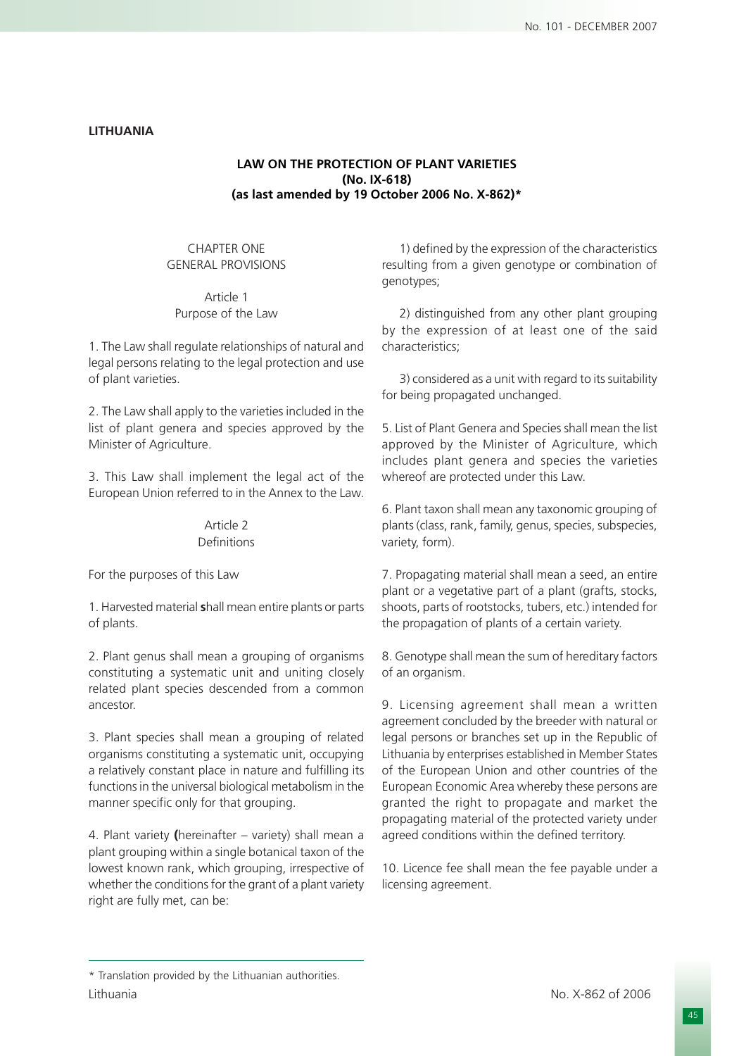**LITHUANIA**

## LAW ON THE PROTECTION OF PLANT VARIETIES
**(No. IX-618)**
**(as last amended by 19 October 2006 No. X-862)***

### CHAPTER ONE
### GENERAL PROVISIONS

#### Article 1
#### Purpose of the Law

1. The Law shall regulate relationships of natural and legal persons relating to the legal protection and use of plant varieties.

2. The Law shall apply to the varieties included in the list of plant genera and species approved by the Minister of Agriculture.

3. This Law shall implement the legal act of the European Union referred to in the Annex to the Law.

#### Article 2
#### Definitions

For the purposes of this Law

1. Harvested material **s**hall mean entire plants or parts of plants.

2. Plant genus shall mean a grouping of organisms constituting a systematic unit and uniting closely related plant species descended from a common ancestor.

3. Plant species shall mean a grouping of related organisms constituting a systematic unit, occupying a relatively constant place in nature and fulfilling its functions in the universal biological metabolism in the manner specific only for that grouping.

4. Plant variety **(**hereinafter – variety) shall mean a plant grouping within a single botanical taxon of the lowest known rank, which grouping, irrespective of whether the conditions for the grant of a plant variety right are fully met, can be:

1) defined by the expression of the characteristics resulting from a given genotype or combination of genotypes;

2) distinguished from any other plant grouping by the expression of at least one of the said characteristics;

3) considered as a unit with regard to its suitability for being propagated unchanged.

5. List of Plant Genera and Species shall mean the list approved by the Minister of Agriculture, which includes plant genera and species the varieties whereof are protected under this Law.

6. Plant taxon shall mean any taxonomic grouping of plants (class, rank, family, genus, species, subspecies, variety, form).

7. Propagating material shall mean a seed, an entire plant or a vegetative part of a plant (grafts, stocks, shoots, parts of rootstocks, tubers, etc.) intended for the propagation of plants of a certain variety.

8. Genotype shall mean the sum of hereditary factors of an organism.

9. Licensing agreement shall mean a written agreement concluded by the breeder with natural or legal persons or branches set up in the Republic of Lithuania by enterprises established in Member States of the European Union and other countries of the European Economic Area whereby these persons are granted the right to propagate and market the propagating material of the protected variety under agreed conditions within the defined territory.

10. Licence fee shall mean the fee payable under a licensing agreement.

---

* Translation provided by the Lithuanian authorities.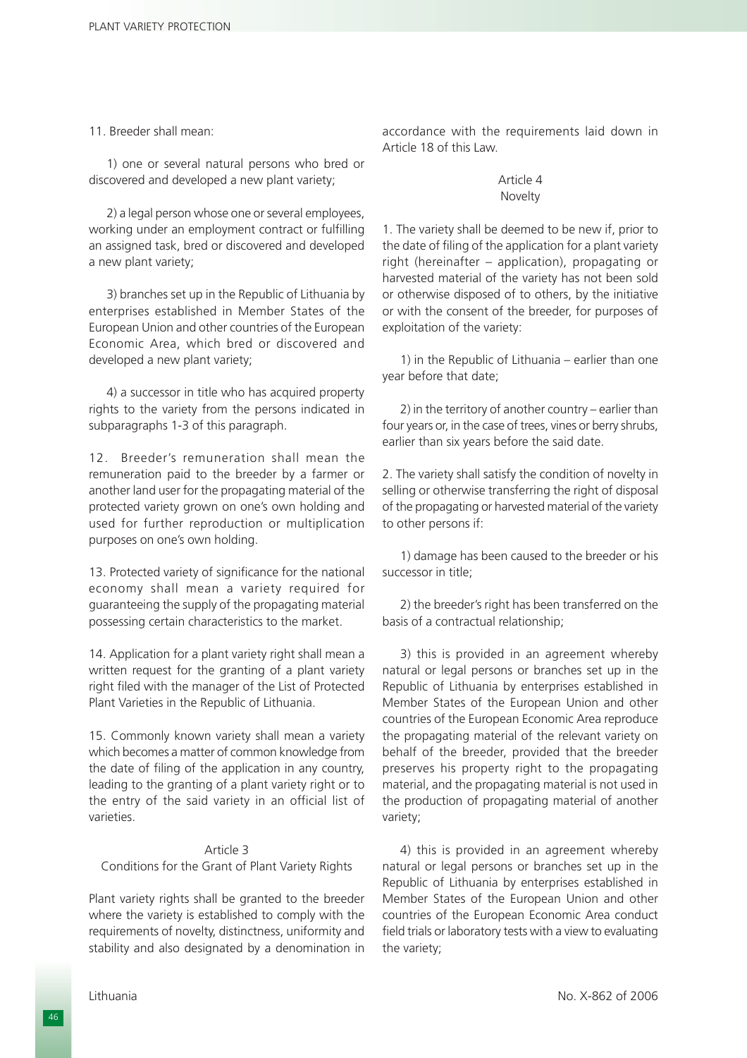11. Breeder shall mean:

1) one or several natural persons who bred or discovered and developed a new plant variety;

2) a legal person whose one or several employees, working under an employment contract or fulfilling an assigned task, bred or discovered and developed a new plant variety;

3) branches set up in the Republic of Lithuania by enterprises established in Member States of the European Union and other countries of the European Economic Area, which bred or discovered and developed a new plant variety;

4) a successor in title who has acquired property rights to the variety from the persons indicated in subparagraphs 1-3 of this paragraph.

12. Breeder's remuneration shall mean the remuneration paid to the breeder by a farmer or another land user for the propagating material of the protected variety grown on one's own holding and used for further reproduction or multiplication purposes on one's own holding.

13. Protected variety of significance for the national economy shall mean a variety required for guaranteeing the supply of the propagating material possessing certain characteristics to the market.

14. Application for a plant variety right shall mean a written request for the granting of a plant variety right filed with the manager of the List of Protected Plant Varieties in the Republic of Lithuania.

15. Commonly known variety shall mean a variety which becomes a matter of common knowledge from the date of filing of the application in any country, leading to the granting of a plant variety right or to the entry of the said variety in an official list of varieties.

## Article 3
## Conditions for the Grant of Plant Variety Rights

Plant variety rights shall be granted to the breeder where the variety is established to comply with the requirements of novelty, distinctness, uniformity and stability and also designated by a denomination in accordance with the requirements laid down in Article 18 of this Law.

## Article 4
## Novelty

1. The variety shall be deemed to be new if, prior to the date of filing of the application for a plant variety right (hereinafter – application), propagating or harvested material of the variety has not been sold or otherwise disposed of to others, by the initiative or with the consent of the breeder, for purposes of exploitation of the variety:

1) in the Republic of Lithuania – earlier than one year before that date;

2) in the territory of another country – earlier than four years or, in the case of trees, vines or berry shrubs, earlier than six years before the said date.

2. The variety shall satisfy the condition of novelty in selling or otherwise transferring the right of disposal of the propagating or harvested material of the variety to other persons if:

1) damage has been caused to the breeder or his successor in title;

2) the breeder's right has been transferred on the basis of a contractual relationship;

3) this is provided in an agreement whereby natural or legal persons or branches set up in the Republic of Lithuania by enterprises established in Member States of the European Union and other countries of the European Economic Area reproduce the propagating material of the relevant variety on behalf of the breeder, provided that the breeder preserves his property right to the propagating material, and the propagating material is not used in the production of propagating material of another variety;

4) this is provided in an agreement whereby natural or legal persons or branches set up in the Republic of Lithuania by enterprises established in Member States of the European Union and other countries of the European Economic Area conduct field trials or laboratory tests with a view to evaluating the variety;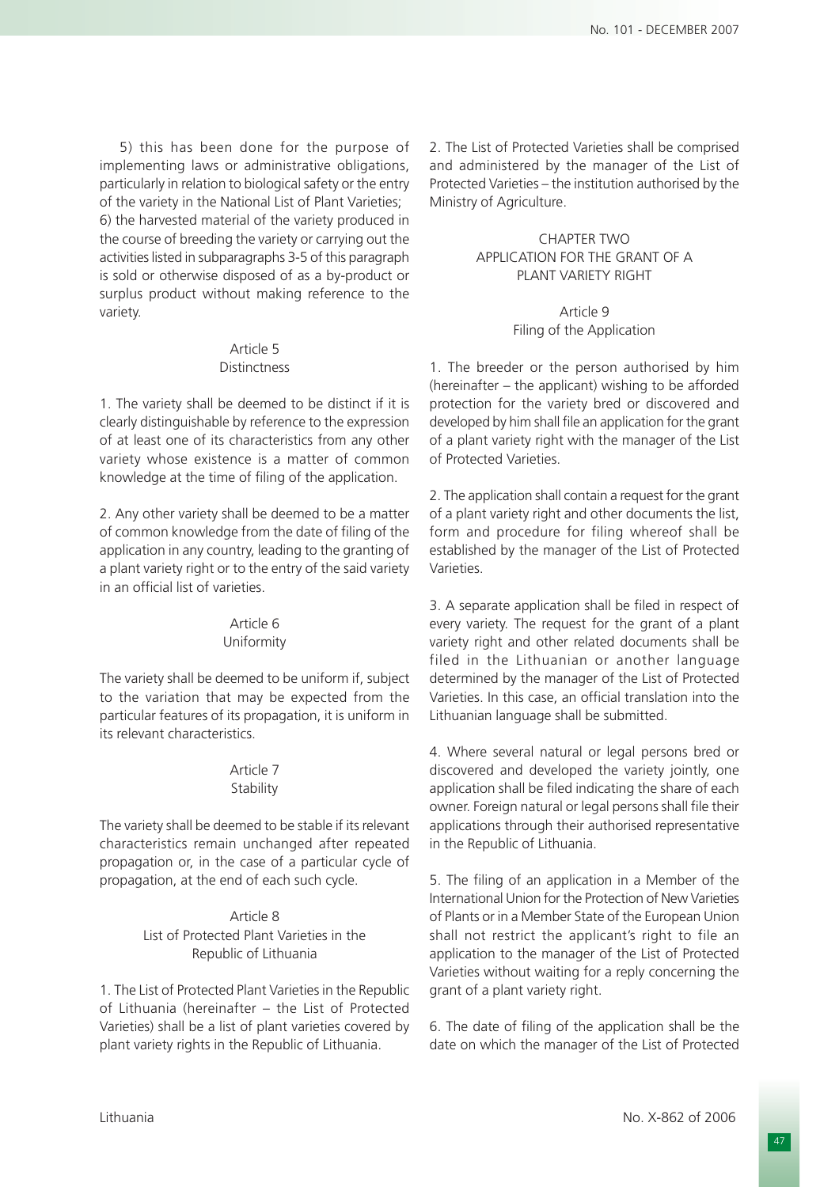5) this has been done for the purpose of implementing laws or administrative obligations, particularly in relation to biological safety or the entry of the variety in the National List of Plant Varieties;
6) the harvested material of the variety produced in the course of breeding the variety or carrying out the activities listed in subparagraphs 3-5 of this paragraph is sold or otherwise disposed of as a by-product or surplus product without making reference to the variety.

### Article 5
### Distinctness

1. The variety shall be deemed to be distinct if it is clearly distinguishable by reference to the expression of at least one of its characteristics from any other variety whose existence is a matter of common knowledge at the time of filing of the application.

2. Any other variety shall be deemed to be a matter of common knowledge from the date of filing of the application in any country, leading to the granting of a plant variety right or to the entry of the said variety in an official list of varieties.

### Article 6
### Uniformity

The variety shall be deemed to be uniform if, subject to the variation that may be expected from the particular features of its propagation, it is uniform in its relevant characteristics.

### Article 7
### Stability

The variety shall be deemed to be stable if its relevant characteristics remain unchanged after repeated propagation or, in the case of a particular cycle of propagation, at the end of each such cycle.

### Article 8
### List of Protected Plant Varieties in the Republic of Lithuania

1. The List of Protected Plant Varieties in the Republic of Lithuania (hereinafter – the List of Protected Varieties) shall be a list of plant varieties covered by plant variety rights in the Republic of Lithuania.

2. The List of Protected Varieties shall be comprised and administered by the manager of the List of Protected Varieties – the institution authorised by the Ministry of Agriculture.

## CHAPTER TWO
## APPLICATION FOR THE GRANT OF A PLANT VARIETY RIGHT

### Article 9
### Filing of the Application

1. The breeder or the person authorised by him (hereinafter – the applicant) wishing to be afforded protection for the variety bred or discovered and developed by him shall file an application for the grant of a plant variety right with the manager of the List of Protected Varieties.

2. The application shall contain a request for the grant of a plant variety right and other documents the list, form and procedure for filing whereof shall be established by the manager of the List of Protected Varieties.

3. A separate application shall be filed in respect of every variety. The request for the grant of a plant variety right and other related documents shall be filed in the Lithuanian or another language determined by the manager of the List of Protected Varieties. In this case, an official translation into the Lithuanian language shall be submitted.

4. Where several natural or legal persons bred or discovered and developed the variety jointly, one application shall be filed indicating the share of each owner. Foreign natural or legal persons shall file their applications through their authorised representative in the Republic of Lithuania.

5. The filing of an application in a Member of the International Union for the Protection of New Varieties of Plants or in a Member State of the European Union shall not restrict the applicant's right to file an application to the manager of the List of Protected Varieties without waiting for a reply concerning the grant of a plant variety right.

6. The date of filing of the application shall be the date on which the manager of the List of Protected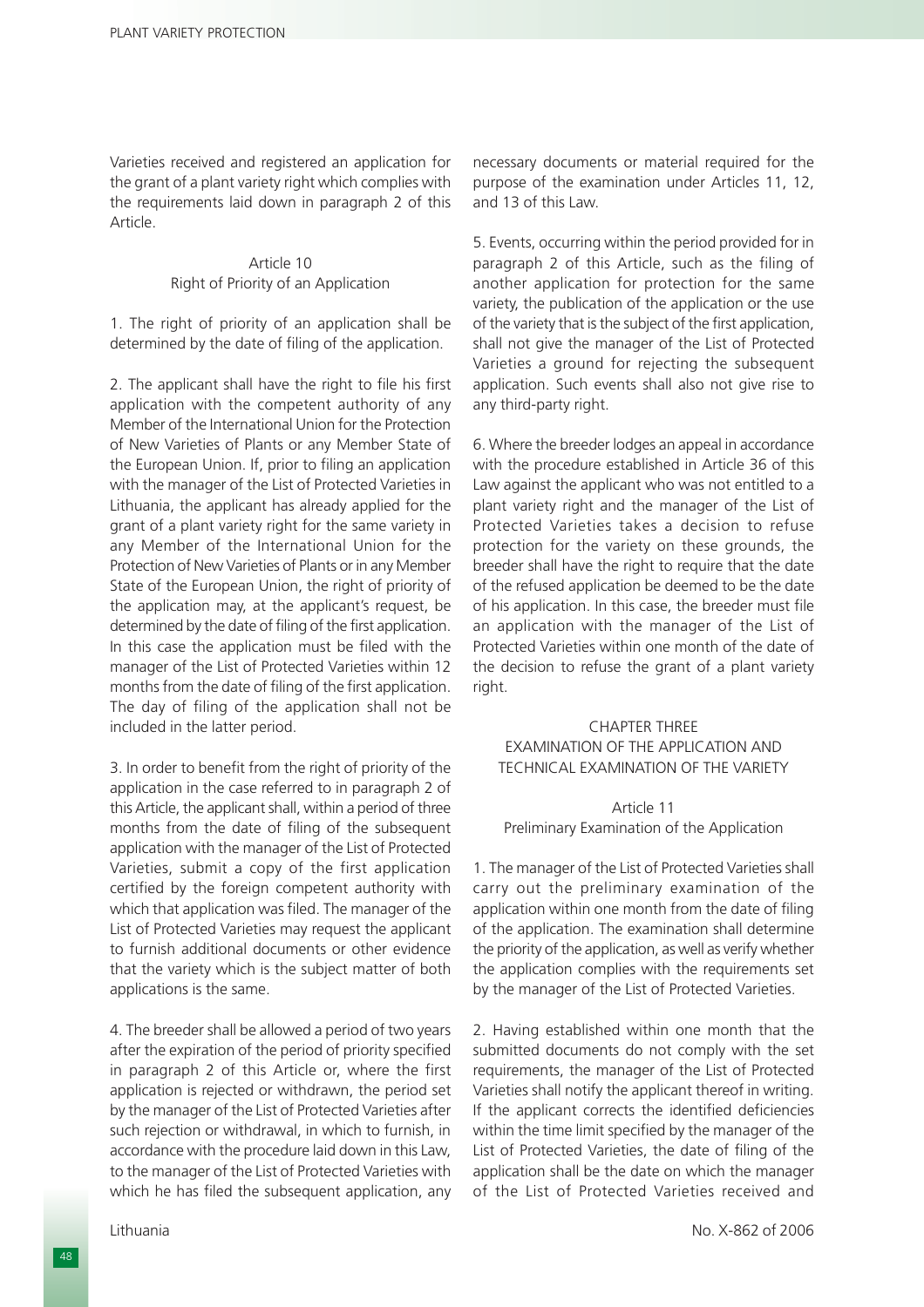Varieties received and registered an application for the grant of a plant variety right which complies with the requirements laid down in paragraph 2 of this Article.

### Article 10
### Right of Priority of an Application

1. The right of priority of an application shall be determined by the date of filing of the application.

2. The applicant shall have the right to file his first application with the competent authority of any Member of the International Union for the Protection of New Varieties of Plants or any Member State of the European Union. If, prior to filing an application with the manager of the List of Protected Varieties in Lithuania, the applicant has already applied for the grant of a plant variety right for the same variety in any Member of the International Union for the Protection of New Varieties of Plants or in any Member State of the European Union, the right of priority of the application may, at the applicant's request, be determined by the date of filing of the first application. In this case the application must be filed with the manager of the List of Protected Varieties within 12 months from the date of filing of the first application. The day of filing of the application shall not be included in the latter period.

3. In order to benefit from the right of priority of the application in the case referred to in paragraph 2 of this Article, the applicant shall, within a period of three months from the date of filing of the subsequent application with the manager of the List of Protected Varieties, submit a copy of the first application certified by the foreign competent authority with which that application was filed. The manager of the List of Protected Varieties may request the applicant to furnish additional documents or other evidence that the variety which is the subject matter of both applications is the same.

4. The breeder shall be allowed a period of two years after the expiration of the period of priority specified in paragraph 2 of this Article or, where the first application is rejected or withdrawn, the period set by the manager of the List of Protected Varieties after such rejection or withdrawal, in which to furnish, in accordance with the procedure laid down in this Law, to the manager of the List of Protected Varieties with which he has filed the subsequent application, any necessary documents or material required for the purpose of the examination under Articles 11, 12, and 13 of this Law.

5. Events, occurring within the period provided for in paragraph 2 of this Article, such as the filing of another application for protection for the same variety, the publication of the application or the use of the variety that is the subject of the first application, shall not give the manager of the List of Protected Varieties a ground for rejecting the subsequent application. Such events shall also not give rise to any third-party right.

6. Where the breeder lodges an appeal in accordance with the procedure established in Article 36 of this Law against the applicant who was not entitled to a plant variety right and the manager of the List of Protected Varieties takes a decision to refuse protection for the variety on these grounds, the breeder shall have the right to require that the date of the refused application be deemed to be the date of his application. In this case, the breeder must file an application with the manager of the List of Protected Varieties within one month of the date of the decision to refuse the grant of a plant variety right.

## CHAPTER THREE
## EXAMINATION OF THE APPLICATION AND TECHNICAL EXAMINATION OF THE VARIETY

### Article 11
### Preliminary Examination of the Application

1. The manager of the List of Protected Varieties shall carry out the preliminary examination of the application within one month from the date of filing of the application. The examination shall determine the priority of the application, as well as verify whether the application complies with the requirements set by the manager of the List of Protected Varieties.

2. Having established within one month that the submitted documents do not comply with the set requirements, the manager of the List of Protected Varieties shall notify the applicant thereof in writing. If the applicant corrects the identified deficiencies within the time limit specified by the manager of the List of Protected Varieties, the date of filing of the application shall be the date on which the manager of the List of Protected Varieties received and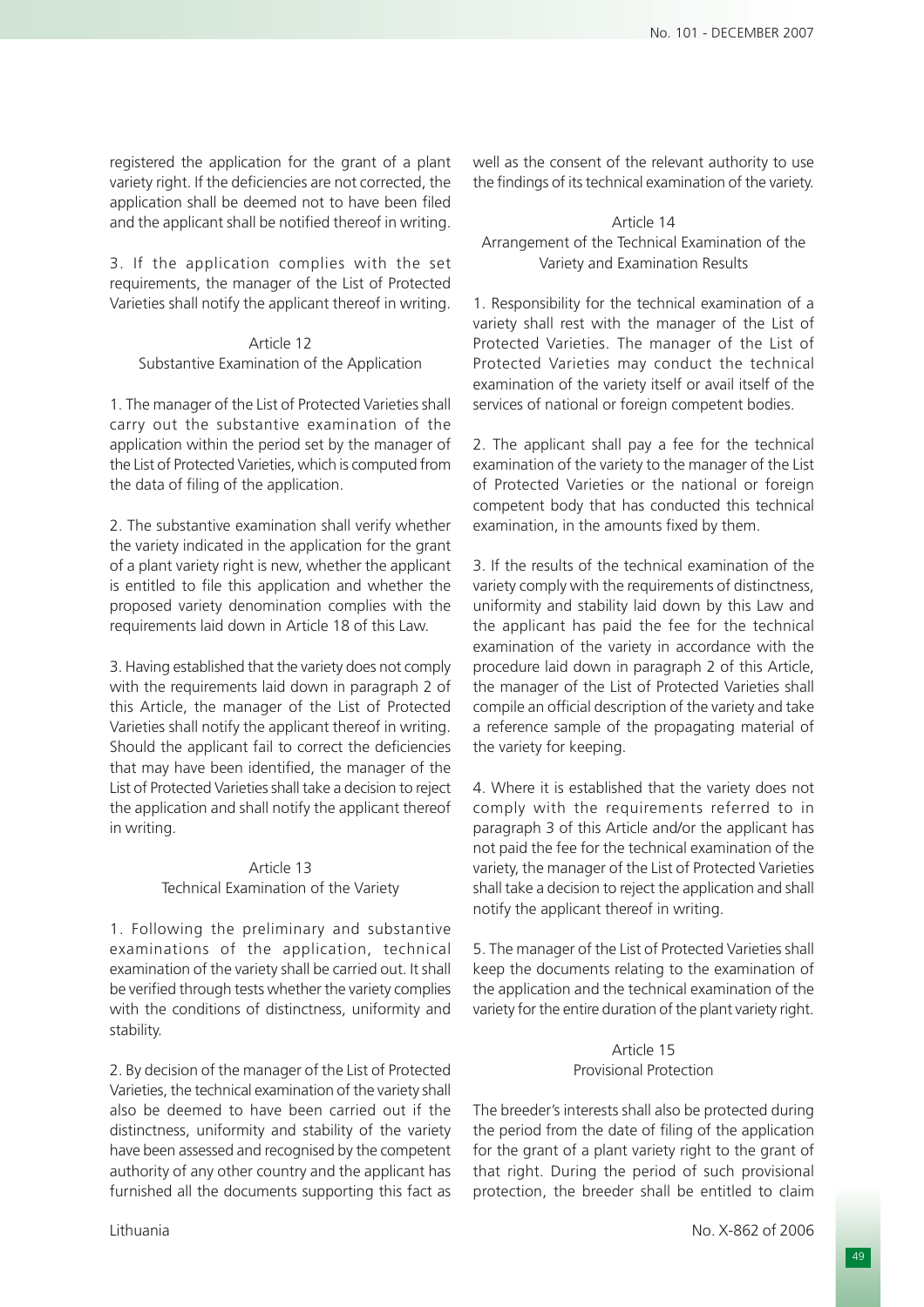registered the application for the grant of a plant variety right. If the deficiencies are not corrected, the application shall be deemed not to have been filed and the applicant shall be notified thereof in writing.

3. If the application complies with the set requirements, the manager of the List of Protected Varieties shall notify the applicant thereof in writing.

### Article 12
### Substantive Examination of the Application

1. The manager of the List of Protected Varieties shall carry out the substantive examination of the application within the period set by the manager of the List of Protected Varieties, which is computed from the data of filing of the application.

2. The substantive examination shall verify whether the variety indicated in the application for the grant of a plant variety right is new, whether the applicant is entitled to file this application and whether the proposed variety denomination complies with the requirements laid down in Article 18 of this Law.

3. Having established that the variety does not comply with the requirements laid down in paragraph 2 of this Article, the manager of the List of Protected Varieties shall notify the applicant thereof in writing. Should the applicant fail to correct the deficiencies that may have been identified, the manager of the List of Protected Varieties shall take a decision to reject the application and shall notify the applicant thereof in writing.

### Article 13
### Technical Examination of the Variety

1. Following the preliminary and substantive examinations of the application, technical examination of the variety shall be carried out. It shall be verified through tests whether the variety complies with the conditions of distinctness, uniformity and stability.

2. By decision of the manager of the List of Protected Varieties, the technical examination of the variety shall also be deemed to have been carried out if the distinctness, uniformity and stability of the variety have been assessed and recognised by the competent authority of any other country and the applicant has furnished all the documents supporting this fact as well as the consent of the relevant authority to use the findings of its technical examination of the variety.

### Article 14
### Arrangement of the Technical Examination of the Variety and Examination Results

1. Responsibility for the technical examination of a variety shall rest with the manager of the List of Protected Varieties. The manager of the List of Protected Varieties may conduct the technical examination of the variety itself or avail itself of the services of national or foreign competent bodies.

2. The applicant shall pay a fee for the technical examination of the variety to the manager of the List of Protected Varieties or the national or foreign competent body that has conducted this technical examination, in the amounts fixed by them.

3. If the results of the technical examination of the variety comply with the requirements of distinctness, uniformity and stability laid down by this Law and the applicant has paid the fee for the technical examination of the variety in accordance with the procedure laid down in paragraph 2 of this Article, the manager of the List of Protected Varieties shall compile an official description of the variety and take a reference sample of the propagating material of the variety for keeping.

4. Where it is established that the variety does not comply with the requirements referred to in paragraph 3 of this Article and/or the applicant has not paid the fee for the technical examination of the variety, the manager of the List of Protected Varieties shall take a decision to reject the application and shall notify the applicant thereof in writing.

5. The manager of the List of Protected Varieties shall keep the documents relating to the examination of the application and the technical examination of the variety for the entire duration of the plant variety right.

### Article 15
### Provisional Protection

The breeder's interests shall also be protected during the period from the date of filing of the application for the grant of a plant variety right to the grant of that right. During the period of such provisional protection, the breeder shall be entitled to claim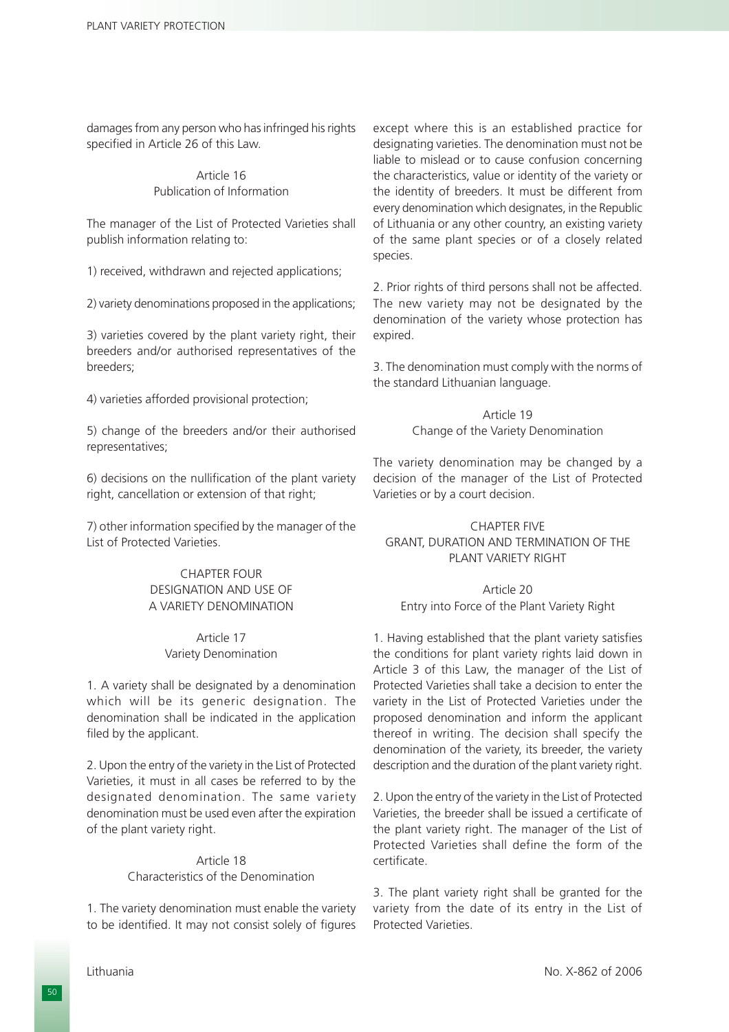damages from any person who has infringed his rights specified in Article 26 of this Law.

### Article 16
### Publication of Information

The manager of the List of Protected Varieties shall publish information relating to:

1) received, withdrawn and rejected applications;

2) variety denominations proposed in the applications;

3) varieties covered by the plant variety right, their breeders and/or authorised representatives of the breeders;

4) varieties afforded provisional protection;

5) change of the breeders and/or their authorised representatives;

6) decisions on the nullification of the plant variety right, cancellation or extension of that right;

7) other information specified by the manager of the List of Protected Varieties.

## CHAPTER FOUR
## DESIGNATION AND USE OF A VARIETY DENOMINATION

### Article 17
### Variety Denomination

1. A variety shall be designated by a denomination which will be its generic designation. The denomination shall be indicated in the application filed by the applicant.

2. Upon the entry of the variety in the List of Protected Varieties, it must in all cases be referred to by the designated denomination. The same variety denomination must be used even after the expiration of the plant variety right.

### Article 18
### Characteristics of the Denomination

1. The variety denomination must enable the variety to be identified. It may not consist solely of figures except where this is an established practice for designating varieties. The denomination must not be liable to mislead or to cause confusion concerning the characteristics, value or identity of the variety or the identity of breeders. It must be different from every denomination which designates, in the Republic of Lithuania or any other country, an existing variety of the same plant species or of a closely related species.

2. Prior rights of third persons shall not be affected. The new variety may not be designated by the denomination of the variety whose protection has expired.

3. The denomination must comply with the norms of the standard Lithuanian language.

### Article 19
### Change of the Variety Denomination

The variety denomination may be changed by a decision of the manager of the List of Protected Varieties or by a court decision.

## CHAPTER FIVE
## GRANT, DURATION AND TERMINATION OF THE PLANT VARIETY RIGHT

### Article 20
### Entry into Force of the Plant Variety Right

1. Having established that the plant variety satisfies the conditions for plant variety rights laid down in Article 3 of this Law, the manager of the List of Protected Varieties shall take a decision to enter the variety in the List of Protected Varieties under the proposed denomination and inform the applicant thereof in writing. The decision shall specify the denomination of the variety, its breeder, the variety description and the duration of the plant variety right.

2. Upon the entry of the variety in the List of Protected Varieties, the breeder shall be issued a certificate of the plant variety right. The manager of the List of Protected Varieties shall define the form of the certificate.

3. The plant variety right shall be granted for the variety from the date of its entry in the List of Protected Varieties.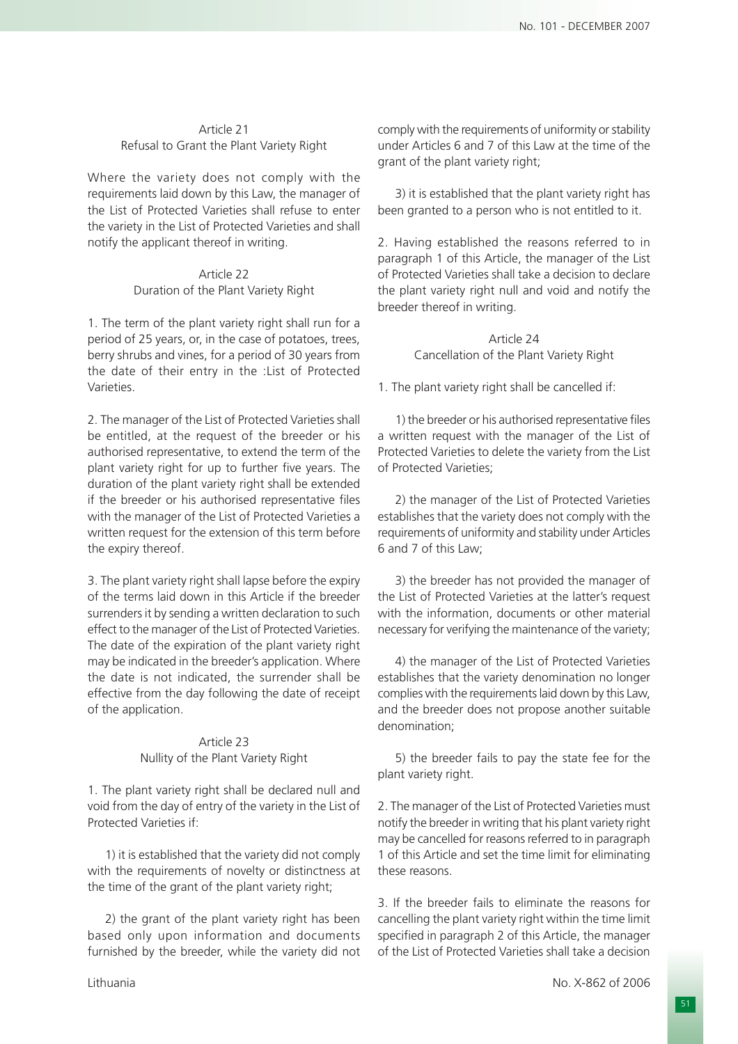### Article 21
### Refusal to Grant the Plant Variety Right

Where the variety does not comply with the requirements laid down by this Law, the manager of the List of Protected Varieties shall refuse to enter the variety in the List of Protected Varieties and shall notify the applicant thereof in writing.

### Article 22
### Duration of the Plant Variety Right

1. The term of the plant variety right shall run for a period of 25 years, or, in the case of potatoes, trees, berry shrubs and vines, for a period of 30 years from the date of their entry in the :List of Protected Varieties.

2. The manager of the List of Protected Varieties shall be entitled, at the request of the breeder or his authorised representative, to extend the term of the plant variety right for up to further five years. The duration of the plant variety right shall be extended if the breeder or his authorised representative files with the manager of the List of Protected Varieties a written request for the extension of this term before the expiry thereof.

3. The plant variety right shall lapse before the expiry of the terms laid down in this Article if the breeder surrenders it by sending a written declaration to such effect to the manager of the List of Protected Varieties. The date of the expiration of the plant variety right may be indicated in the breeder's application. Where the date is not indicated, the surrender shall be effective from the day following the date of receipt of the application.

### Article 23
### Nullity of the Plant Variety Right

1. The plant variety right shall be declared null and void from the day of entry of the variety in the List of Protected Varieties if:

1) it is established that the variety did not comply with the requirements of novelty or distinctness at the time of the grant of the plant variety right;

2) the grant of the plant variety right has been based only upon information and documents furnished by the breeder, while the variety did not comply with the requirements of uniformity or stability under Articles 6 and 7 of this Law at the time of the grant of the plant variety right;

3) it is established that the plant variety right has been granted to a person who is not entitled to it.

2. Having established the reasons referred to in paragraph 1 of this Article, the manager of the List of Protected Varieties shall take a decision to declare the plant variety right null and void and notify the breeder thereof in writing.

### Article 24
### Cancellation of the Plant Variety Right

1. The plant variety right shall be cancelled if:

1) the breeder or his authorised representative files a written request with the manager of the List of Protected Varieties to delete the variety from the List of Protected Varieties;

2) the manager of the List of Protected Varieties establishes that the variety does not comply with the requirements of uniformity and stability under Articles 6 and 7 of this Law;

3) the breeder has not provided the manager of the List of Protected Varieties at the latter's request with the information, documents or other material necessary for verifying the maintenance of the variety;

4) the manager of the List of Protected Varieties establishes that the variety denomination no longer complies with the requirements laid down by this Law, and the breeder does not propose another suitable denomination;

5) the breeder fails to pay the state fee for the plant variety right.

2. The manager of the List of Protected Varieties must notify the breeder in writing that his plant variety right may be cancelled for reasons referred to in paragraph 1 of this Article and set the time limit for eliminating these reasons.

3. If the breeder fails to eliminate the reasons for cancelling the plant variety right within the time limit specified in paragraph 2 of this Article, the manager of the List of Protected Varieties shall take a decision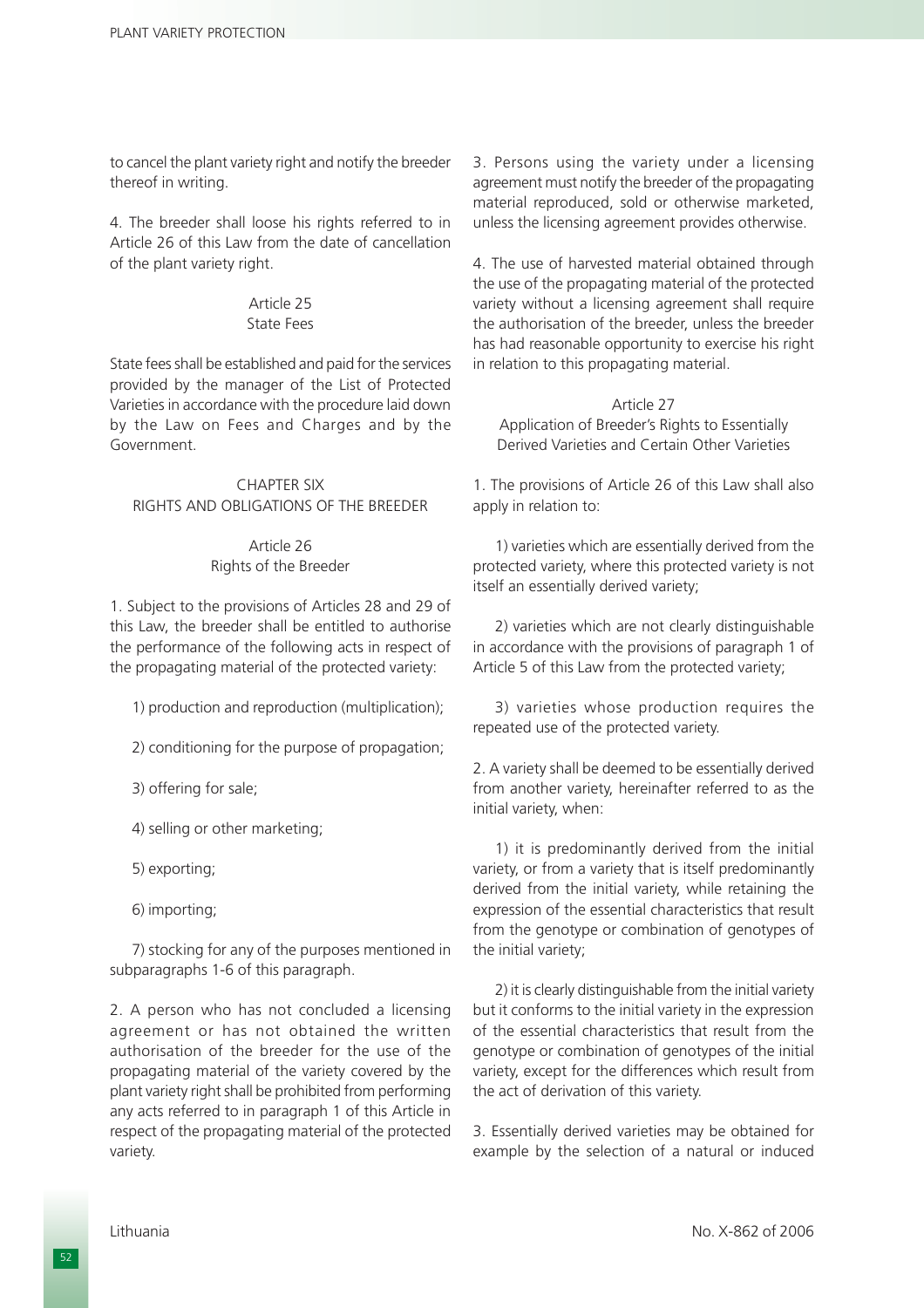to cancel the plant variety right and notify the breeder thereof in writing.

4. The breeder shall loose his rights referred to in Article 26 of this Law from the date of cancellation of the plant variety right.

### Article 25
### State Fees

State fees shall be established and paid for the services provided by the manager of the List of Protected Varieties in accordance with the procedure laid down by the Law on Fees and Charges and by the Government.

## CHAPTER SIX
## RIGHTS AND OBLIGATIONS OF THE BREEDER

### Article 26
### Rights of the Breeder

1. Subject to the provisions of Articles 28 and 29 of this Law, the breeder shall be entitled to authorise the performance of the following acts in respect of the propagating material of the protected variety:

1) production and reproduction (multiplication);

2) conditioning for the purpose of propagation;

3) offering for sale;

4) selling or other marketing;

5) exporting;

6) importing;

7) stocking for any of the purposes mentioned in subparagraphs 1-6 of this paragraph.

2. A person who has not concluded a licensing agreement or has not obtained the written authorisation of the breeder for the use of the propagating material of the variety covered by the plant variety right shall be prohibited from performing any acts referred to in paragraph 1 of this Article in respect of the propagating material of the protected variety.

3. Persons using the variety under a licensing agreement must notify the breeder of the propagating material reproduced, sold or otherwise marketed, unless the licensing agreement provides otherwise.

4. The use of harvested material obtained through the use of the propagating material of the protected variety without a licensing agreement shall require the authorisation of the breeder, unless the breeder has had reasonable opportunity to exercise his right in relation to this propagating material.

### Article 27
### Application of Breeder's Rights to Essentially Derived Varieties and Certain Other Varieties

1. The provisions of Article 26 of this Law shall also apply in relation to:

1) varieties which are essentially derived from the protected variety, where this protected variety is not itself an essentially derived variety;

2) varieties which are not clearly distinguishable in accordance with the provisions of paragraph 1 of Article 5 of this Law from the protected variety;

3) varieties whose production requires the repeated use of the protected variety.

2. A variety shall be deemed to be essentially derived from another variety, hereinafter referred to as the initial variety, when:

1) it is predominantly derived from the initial variety, or from a variety that is itself predominantly derived from the initial variety, while retaining the expression of the essential characteristics that result from the genotype or combination of genotypes of the initial variety;

2) it is clearly distinguishable from the initial variety but it conforms to the initial variety in the expression of the essential characteristics that result from the genotype or combination of genotypes of the initial variety, except for the differences which result from the act of derivation of this variety.

3. Essentially derived varieties may be obtained for example by the selection of a natural or induced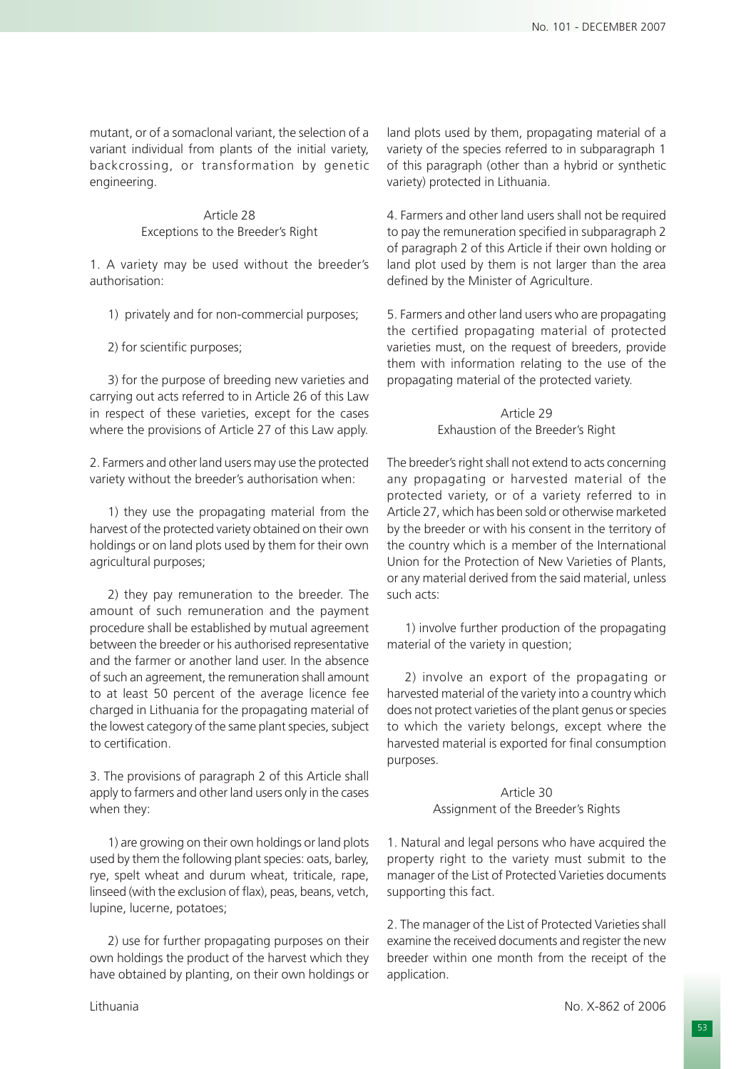mutant, or of a somaclonal variant, the selection of a variant individual from plants of the initial variety, backcrossing, or transformation by genetic engineering.

### Article 28
### Exceptions to the Breeder's Right

1. A variety may be used without the breeder's authorisation:

    1) privately and for non-commercial purposes;

    2) for scientific purposes;

    3) for the purpose of breeding new varieties and carrying out acts referred to in Article 26 of this Law in respect of these varieties, except for the cases where the provisions of Article 27 of this Law apply.

2. Farmers and other land users may use the protected variety without the breeder's authorisation when:

    1) they use the propagating material from the harvest of the protected variety obtained on their own holdings or on land plots used by them for their own agricultural purposes;

    2) they pay remuneration to the breeder. The amount of such remuneration and the payment procedure shall be established by mutual agreement between the breeder or his authorised representative and the farmer or another land user. In the absence of such an agreement, the remuneration shall amount to at least 50 percent of the average licence fee charged in Lithuania for the propagating material of the lowest category of the same plant species, subject to certification.

3. The provisions of paragraph 2 of this Article shall apply to farmers and other land users only in the cases when they:

    1) are growing on their own holdings or land plots used by them the following plant species: oats, barley, rye, spelt wheat and durum wheat, triticale, rape, linseed (with the exclusion of flax), peas, beans, vetch, lupine, lucerne, potatoes;

    2) use for further propagating purposes on their own holdings the product of the harvest which they have obtained by planting, on their own holdings or land plots used by them, propagating material of a variety of the species referred to in subparagraph 1 of this paragraph (other than a hybrid or synthetic variety) protected in Lithuania.

4. Farmers and other land users shall not be required to pay the remuneration specified in subparagraph 2 of paragraph 2 of this Article if their own holding or land plot used by them is not larger than the area defined by the Minister of Agriculture.

5. Farmers and other land users who are propagating the certified propagating material of protected varieties must, on the request of breeders, provide them with information relating to the use of the propagating material of the protected variety.

### Article 29
### Exhaustion of the Breeder's Right

The breeder's right shall not extend to acts concerning any propagating or harvested material of the protected variety, or of a variety referred to in Article 27, which has been sold or otherwise marketed by the breeder or with his consent in the territory of the country which is a member of the International Union for the Protection of New Varieties of Plants, or any material derived from the said material, unless such acts:

    1) involve further production of the propagating material of the variety in question;

    2) involve an export of the propagating or harvested material of the variety into a country which does not protect varieties of the plant genus or species to which the variety belongs, except where the harvested material is exported for final consumption purposes.

### Article 30
### Assignment of the Breeder's Rights

1. Natural and legal persons who have acquired the property right to the variety must submit to the manager of the List of Protected Varieties documents supporting this fact.

2. The manager of the List of Protected Varieties shall examine the received documents and register the new breeder within one month from the receipt of the application.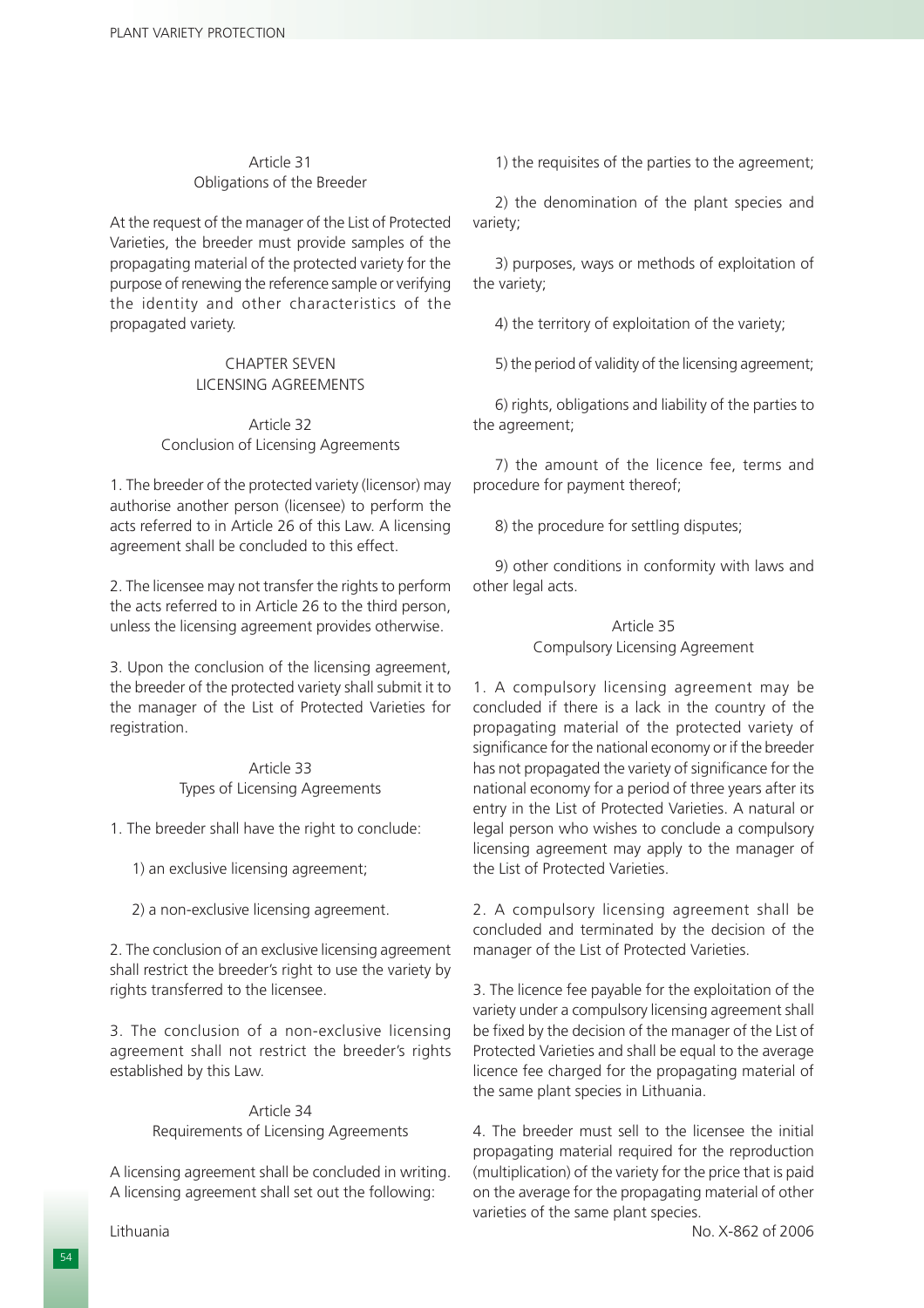### Article 31
### Obligations of the Breeder

At the request of the manager of the List of Protected Varieties, the breeder must provide samples of the propagating material of the protected variety for the purpose of renewing the reference sample or verifying the identity and other characteristics of the propagated variety.

## CHAPTER SEVEN
## LICENSING AGREEMENTS

### Article 32
### Conclusion of Licensing Agreements

1. The breeder of the protected variety (licensor) may authorise another person (licensee) to perform the acts referred to in Article 26 of this Law. A licensing agreement shall be concluded to this effect.

2. The licensee may not transfer the rights to perform the acts referred to in Article 26 to the third person, unless the licensing agreement provides otherwise.

3. Upon the conclusion of the licensing agreement, the breeder of the protected variety shall submit it to the manager of the List of Protected Varieties for registration.

### Article 33
### Types of Licensing Agreements

1. The breeder shall have the right to conclude:

1) an exclusive licensing agreement;

2) a non-exclusive licensing agreement.

2. The conclusion of an exclusive licensing agreement shall restrict the breeder's right to use the variety by rights transferred to the licensee.

3. The conclusion of a non-exclusive licensing agreement shall not restrict the breeder's rights established by this Law.

### Article 34
### Requirements of Licensing Agreements

A licensing agreement shall be concluded in writing. A licensing agreement shall set out the following:

1) the requisites of the parties to the agreement;

2) the denomination of the plant species and variety;

3) purposes, ways or methods of exploitation of the variety;

4) the territory of exploitation of the variety;

5) the period of validity of the licensing agreement;

6) rights, obligations and liability of the parties to the agreement;

7) the amount of the licence fee, terms and procedure for payment thereof;

8) the procedure for settling disputes;

9) other conditions in conformity with laws and other legal acts.

### Article 35
### Compulsory Licensing Agreement

1. A compulsory licensing agreement may be concluded if there is a lack in the country of the propagating material of the protected variety of significance for the national economy or if the breeder has not propagated the variety of significance for the national economy for a period of three years after its entry in the List of Protected Varieties. A natural or legal person who wishes to conclude a compulsory licensing agreement may apply to the manager of the List of Protected Varieties.

2. A compulsory licensing agreement shall be concluded and terminated by the decision of the manager of the List of Protected Varieties.

3. The licence fee payable for the exploitation of the variety under a compulsory licensing agreement shall be fixed by the decision of the manager of the List of Protected Varieties and shall be equal to the average licence fee charged for the propagating material of the same plant species in Lithuania.

4. The breeder must sell to the licensee the initial propagating material required for the reproduction (multiplication) of the variety for the price that is paid on the average for the propagating material of other varieties of the same plant species.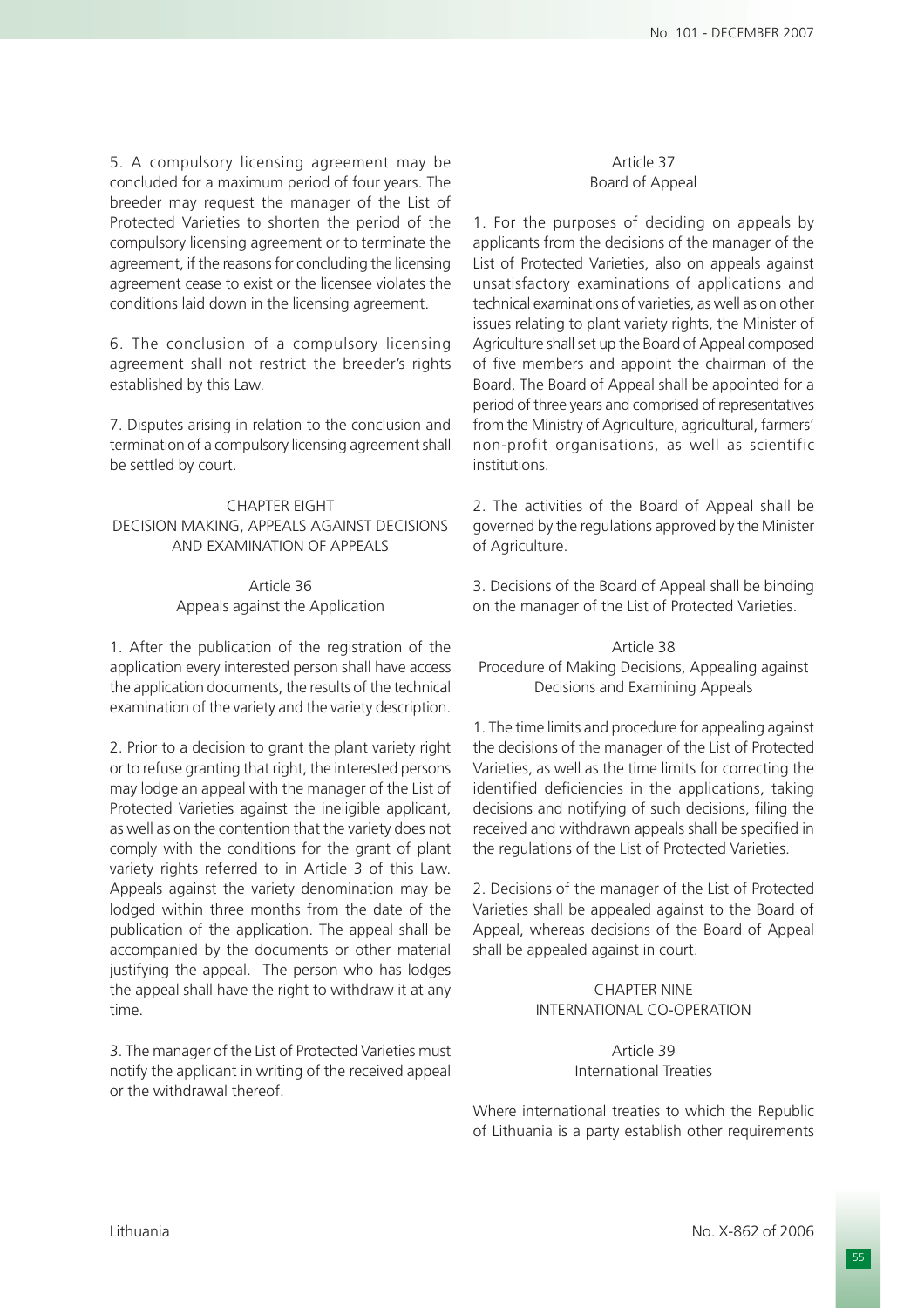5. A compulsory licensing agreement may be concluded for a maximum period of four years. The breeder may request the manager of the List of Protected Varieties to shorten the period of the compulsory licensing agreement or to terminate the agreement, if the reasons for concluding the licensing agreement cease to exist or the licensee violates the conditions laid down in the licensing agreement.

6. The conclusion of a compulsory licensing agreement shall not restrict the breeder's rights established by this Law.

7. Disputes arising in relation to the conclusion and termination of a compulsory licensing agreement shall be settled by court.

## CHAPTER EIGHT
## DECISION MAKING, APPEALS AGAINST DECISIONS AND EXAMINATION OF APPEALS

### Article 36
### Appeals against the Application

1. After the publication of the registration of the application every interested person shall have access the application documents, the results of the technical examination of the variety and the variety description.

2. Prior to a decision to grant the plant variety right or to refuse granting that right, the interested persons may lodge an appeal with the manager of the List of Protected Varieties against the ineligible applicant, as well as on the contention that the variety does not comply with the conditions for the grant of plant variety rights referred to in Article 3 of this Law. Appeals against the variety denomination may be lodged within three months from the date of the publication of the application. The appeal shall be accompanied by the documents or other material justifying the appeal. The person who has lodges the appeal shall have the right to withdraw it at any time.

3. The manager of the List of Protected Varieties must notify the applicant in writing of the received appeal or the withdrawal thereof.

### Article 37
### Board of Appeal

1. For the purposes of deciding on appeals by applicants from the decisions of the manager of the List of Protected Varieties, also on appeals against unsatisfactory examinations of applications and technical examinations of varieties, as well as on other issues relating to plant variety rights, the Minister of Agriculture shall set up the Board of Appeal composed of five members and appoint the chairman of the Board. The Board of Appeal shall be appointed for a period of three years and comprised of representatives from the Ministry of Agriculture, agricultural, farmers' non-profit organisations, as well as scientific institutions.

2. The activities of the Board of Appeal shall be governed by the regulations approved by the Minister of Agriculture.

3. Decisions of the Board of Appeal shall be binding on the manager of the List of Protected Varieties.

### Article 38
### Procedure of Making Decisions, Appealing against Decisions and Examining Appeals

1. The time limits and procedure for appealing against the decisions of the manager of the List of Protected Varieties, as well as the time limits for correcting the identified deficiencies in the applications, taking decisions and notifying of such decisions, filing the received and withdrawn appeals shall be specified in the regulations of the List of Protected Varieties.

2. Decisions of the manager of the List of Protected Varieties shall be appealed against to the Board of Appeal, whereas decisions of the Board of Appeal shall be appealed against in court.

## CHAPTER NINE
## INTERNATIONAL CO-OPERATION

### Article 39
### International Treaties

Where international treaties to which the Republic of Lithuania is a party establish other requirements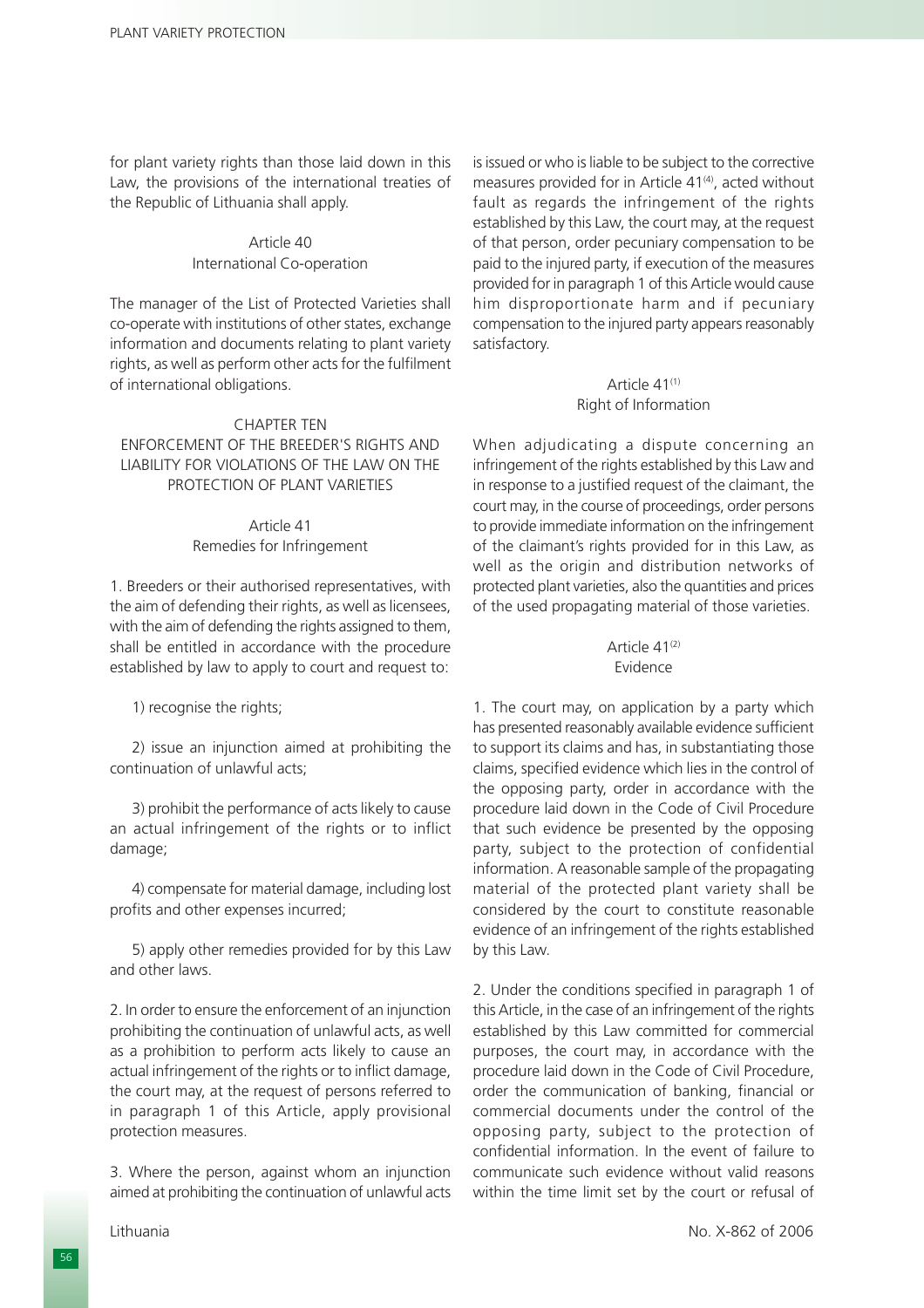for plant variety rights than those laid down in this Law, the provisions of the international treaties of the Republic of Lithuania shall apply.

### Article 40
### International Co-operation

The manager of the List of Protected Varieties shall co-operate with institutions of other states, exchange information and documents relating to plant variety rights, as well as perform other acts for the fulfilment of international obligations.

## CHAPTER TEN
## ENFORCEMENT OF THE BREEDER'S RIGHTS AND LIABILITY FOR VIOLATIONS OF THE LAW ON THE PROTECTION OF PLANT VARIETIES

### Article 41
### Remedies for Infringement

1. Breeders or their authorised representatives, with the aim of defending their rights, as well as licensees, with the aim of defending the rights assigned to them, shall be entitled in accordance with the procedure established by law to apply to court and request to:

1) recognise the rights;

2) issue an injunction aimed at prohibiting the continuation of unlawful acts;

3) prohibit the performance of acts likely to cause an actual infringement of the rights or to inflict damage;

4) compensate for material damage, including lost profits and other expenses incurred;

5) apply other remedies provided for by this Law and other laws.

2. In order to ensure the enforcement of an injunction prohibiting the continuation of unlawful acts, as well as a prohibition to perform acts likely to cause an actual infringement of the rights or to inflict damage, the court may, at the request of persons referred to in paragraph 1 of this Article, apply provisional protection measures.

3. Where the person, against whom an injunction aimed at prohibiting the continuation of unlawful acts is issued or who is liable to be subject to the corrective measures provided for in Article 41[4], acted without fault as regards the infringement of the rights established by this Law, the court may, at the request of that person, order pecuniary compensation to be paid to the injured party, if execution of the measures provided for in paragraph 1 of this Article would cause him disproportionate harm and if pecuniary compensation to the injured party appears reasonably satisfactory.

### Article 41[1]
### Right of Information

When adjudicating a dispute concerning an infringement of the rights established by this Law and in response to a justified request of the claimant, the court may, in the course of proceedings, order persons to provide immediate information on the infringement of the claimant's rights provided for in this Law, as well as the origin and distribution networks of protected plant varieties, also the quantities and prices of the used propagating material of those varieties.

### Article 41[2]
### Evidence

1. The court may, on application by a party which has presented reasonably available evidence sufficient to support its claims and has, in substantiating those claims, specified evidence which lies in the control of the opposing party, order in accordance with the procedure laid down in the Code of Civil Procedure that such evidence be presented by the opposing party, subject to the protection of confidential information. A reasonable sample of the propagating material of the protected plant variety shall be considered by the court to constitute reasonable evidence of an infringement of the rights established by this Law.

2. Under the conditions specified in paragraph 1 of this Article, in the case of an infringement of the rights established by this Law committed for commercial purposes, the court may, in accordance with the procedure laid down in the Code of Civil Procedure, order the communication of banking, financial or commercial documents under the control of the opposing party, subject to the protection of confidential information. In the event of failure to communicate such evidence without valid reasons within the time limit set by the court or refusal of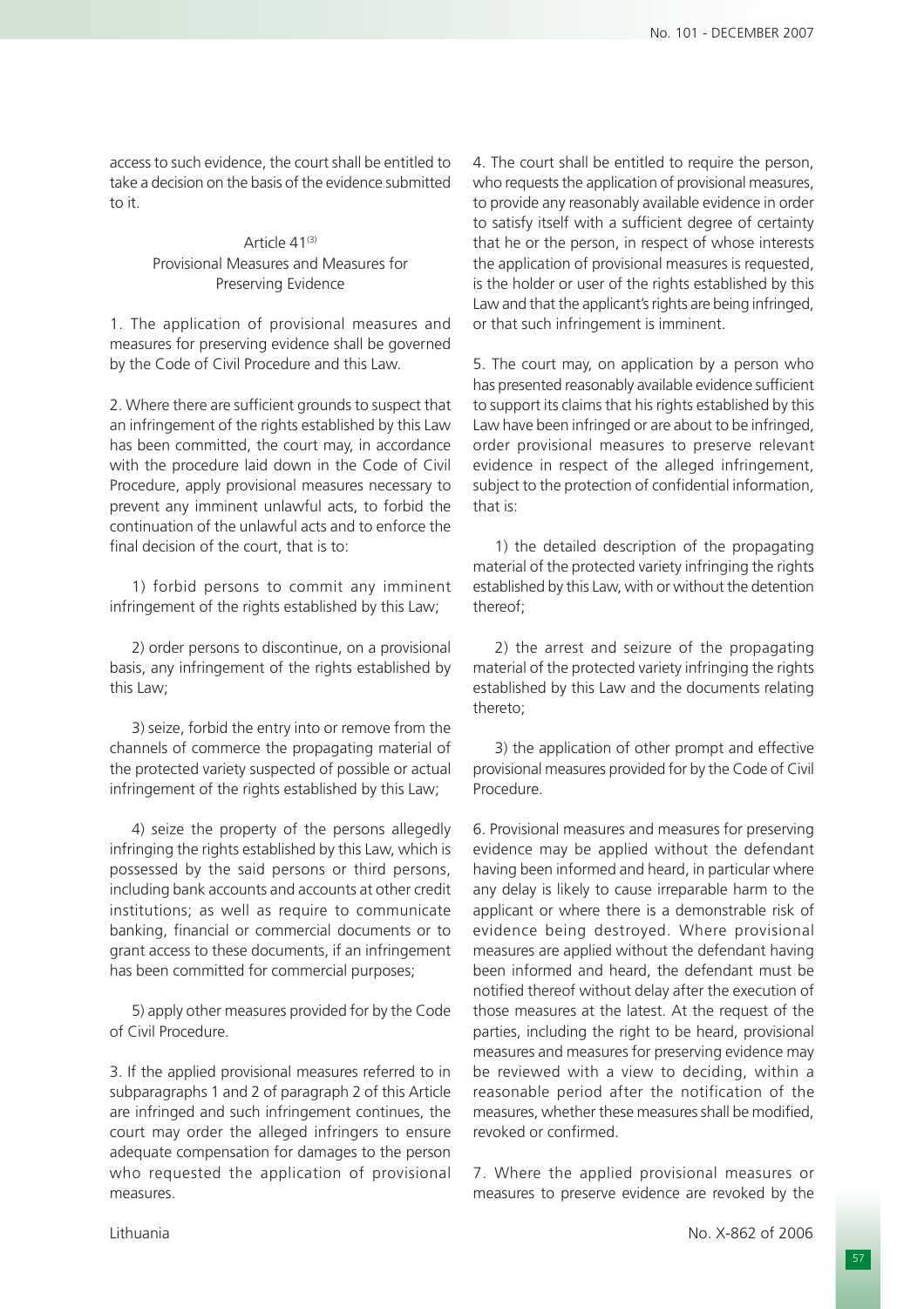access to such evidence, the court shall be entitled to take a decision on the basis of the evidence submitted to it.

### Article 41[3]
### Provisional Measures and Measures for Preserving Evidence

1. The application of provisional measures and measures for preserving evidence shall be governed by the Code of Civil Procedure and this Law.

2. Where there are sufficient grounds to suspect that an infringement of the rights established by this Law has been committed, the court may, in accordance with the procedure laid down in the Code of Civil Procedure, apply provisional measures necessary to prevent any imminent unlawful acts, to forbid the continuation of the unlawful acts and to enforce the final decision of the court, that is to:

1) forbid persons to commit any imminent infringement of the rights established by this Law;

2) order persons to discontinue, on a provisional basis, any infringement of the rights established by this Law;

3) seize, forbid the entry into or remove from the channels of commerce the propagating material of the protected variety suspected of possible or actual infringement of the rights established by this Law;

4) seize the property of the persons allegedly infringing the rights established by this Law, which is possessed by the said persons or third persons, including bank accounts and accounts at other credit institutions; as well as require to communicate banking, financial or commercial documents or to grant access to these documents, if an infringement has been committed for commercial purposes;

5) apply other measures provided for by the Code of Civil Procedure.

3. If the applied provisional measures referred to in subparagraphs 1 and 2 of paragraph 2 of this Article are infringed and such infringement continues, the court may order the alleged infringers to ensure adequate compensation for damages to the person who requested the application of provisional measures.

4. The court shall be entitled to require the person, who requests the application of provisional measures, to provide any reasonably available evidence in order to satisfy itself with a sufficient degree of certainty that he or the person, in respect of whose interests the application of provisional measures is requested, is the holder or user of the rights established by this Law and that the applicant's rights are being infringed, or that such infringement is imminent.

5. The court may, on application by a person who has presented reasonably available evidence sufficient to support its claims that his rights established by this Law have been infringed or are about to be infringed, order provisional measures to preserve relevant evidence in respect of the alleged infringement, subject to the protection of confidential information, that is:

1) the detailed description of the propagating material of the protected variety infringing the rights established by this Law, with or without the detention thereof;

2) the arrest and seizure of the propagating material of the protected variety infringing the rights established by this Law and the documents relating thereto;

3) the application of other prompt and effective provisional measures provided for by the Code of Civil Procedure.

6. Provisional measures and measures for preserving evidence may be applied without the defendant having been informed and heard, in particular where any delay is likely to cause irreparable harm to the applicant or where there is a demonstrable risk of evidence being destroyed. Where provisional measures are applied without the defendant having been informed and heard, the defendant must be notified thereof without delay after the execution of those measures at the latest. At the request of the parties, including the right to be heard, provisional measures and measures for preserving evidence may be reviewed with a view to deciding, within a reasonable period after the notification of the measures, whether these measures shall be modified, revoked or confirmed.

7. Where the applied provisional measures or measures to preserve evidence are revoked by the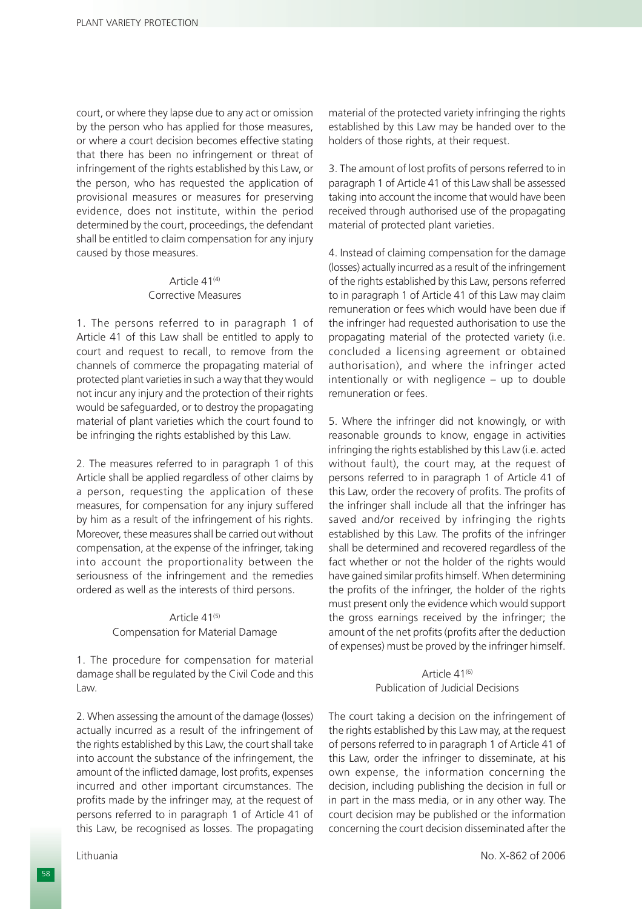court, or where they lapse due to any act or omission by the person who has applied for those measures, or where a court decision becomes effective stating that there has been no infringement or threat of infringement of the rights established by this Law, or the person, who has requested the application of provisional measures or measures for preserving evidence, does not institute, within the period determined by the court, proceedings, the defendant shall be entitled to claim compensation for any injury caused by those measures.

### Article 41[4]
### Corrective Measures

1. The persons referred to in paragraph 1 of Article 41 of this Law shall be entitled to apply to court and request to recall, to remove from the channels of commerce the propagating material of protected plant varieties in such a way that they would not incur any injury and the protection of their rights would be safeguarded, or to destroy the propagating material of plant varieties which the court found to be infringing the rights established by this Law.

2. The measures referred to in paragraph 1 of this Article shall be applied regardless of other claims by a person, requesting the application of these measures, for compensation for any injury suffered by him as a result of the infringement of his rights. Moreover, these measures shall be carried out without compensation, at the expense of the infringer, taking into account the proportionality between the seriousness of the infringement and the remedies ordered as well as the interests of third persons.

### Article 41[5]
### Compensation for Material Damage

1. The procedure for compensation for material damage shall be regulated by the Civil Code and this Law.

2. When assessing the amount of the damage (losses) actually incurred as a result of the infringement of the rights established by this Law, the court shall take into account the substance of the infringement, the amount of the inflicted damage, lost profits, expenses incurred and other important circumstances. The profits made by the infringer may, at the request of persons referred to in paragraph 1 of Article 41 of this Law, be recognised as losses. The propagating material of the protected variety infringing the rights established by this Law may be handed over to the holders of those rights, at their request.

3. The amount of lost profits of persons referred to in paragraph 1 of Article 41 of this Law shall be assessed taking into account the income that would have been received through authorised use of the propagating material of protected plant varieties.

4. Instead of claiming compensation for the damage (losses) actually incurred as a result of the infringement of the rights established by this Law, persons referred to in paragraph 1 of Article 41 of this Law may claim remuneration or fees which would have been due if the infringer had requested authorisation to use the propagating material of the protected variety (i.e. concluded a licensing agreement or obtained authorisation), and where the infringer acted intentionally or with negligence – up to double remuneration or fees.

5. Where the infringer did not knowingly, or with reasonable grounds to know, engage in activities infringing the rights established by this Law (i.e. acted without fault), the court may, at the request of persons referred to in paragraph 1 of Article 41 of this Law, order the recovery of profits. The profits of the infringer shall include all that the infringer has saved and/or received by infringing the rights established by this Law. The profits of the infringer shall be determined and recovered regardless of the fact whether or not the holder of the rights would have gained similar profits himself. When determining the profits of the infringer, the holder of the rights must present only the evidence which would support the gross earnings received by the infringer; the amount of the net profits (profits after the deduction of expenses) must be proved by the infringer himself.

### Article 41[6]
### Publication of Judicial Decisions

The court taking a decision on the infringement of the rights established by this Law may, at the request of persons referred to in paragraph 1 of Article 41 of this Law, order the infringer to disseminate, at his own expense, the information concerning the decision, including publishing the decision in full or in part in the mass media, or in any other way. The court decision may be published or the information concerning the court decision disseminated after the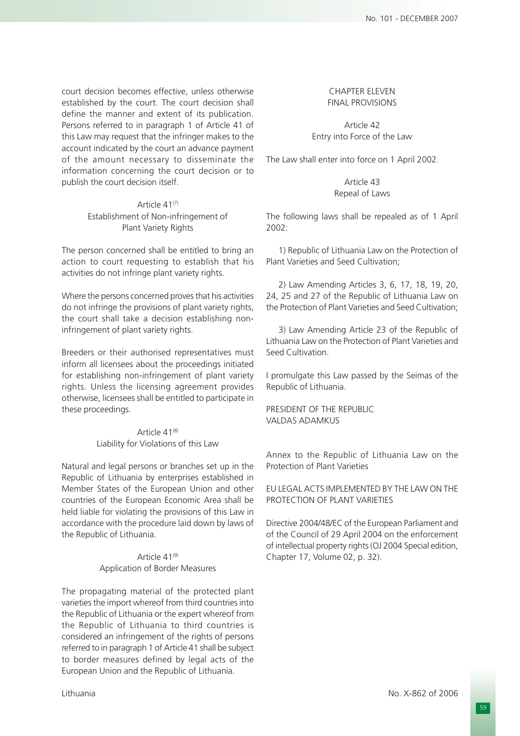court decision becomes effective, unless otherwise established by the court. The court decision shall define the manner and extent of its publication. Persons referred to in paragraph 1 of Article 41 of this Law may request that the infringer makes to the account indicated by the court an advance payment of the amount necessary to disseminate the information concerning the court decision or to publish the court decision itself.

Article 41(7)
Establishment of Non-infringement of Plant Variety Rights

The person concerned shall be entitled to bring an action to court requesting to establish that his activities do not infringe plant variety rights.

Where the persons concerned proves that his activities do not infringe the provisions of plant variety rights, the court shall take a decision establishing non-infringement of plant variety rights.

Breeders or their authorised representatives must inform all licensees about the proceedings initiated for establishing non-infringement of plant variety rights. Unless the licensing agreement provides otherwise, licensees shall be entitled to participate in these proceedings.

Article 41(8)
Liability for Violations of this Law

Natural and legal persons or branches set up in the Republic of Lithuania by enterprises established in Member States of the European Union and other countries of the European Economic Area shall be held liable for violating the provisions of this Law in accordance with the procedure laid down by laws of the Republic of Lithuania.

Article 41(9)
Application of Border Measures

The propagating material of the protected plant varieties the import whereof from third countries into the Republic of Lithuania or the expert whereof from the Republic of Lithuania to third countries is considered an infringement of the rights of persons referred to in paragraph 1 of Article 41 shall be subject to border measures defined by legal acts of the European Union and the Republic of Lithuania.

## CHAPTER ELEVEN
## FINAL PROVISIONS

Article 42
Entry into Force of the Law

The Law shall enter into force on 1 April 2002.

Article 43
Repeal of Laws

The following laws shall be repealed as of 1 April 2002:

1) Republic of Lithuania Law on the Protection of Plant Varieties and Seed Cultivation;

2) Law Amending Articles 3, 6, 17, 18, 19, 20, 24, 25 and 27 of the Republic of Lithuania Law on the Protection of Plant Varieties and Seed Cultivation;

3) Law Amending Article 23 of the Republic of Lithuania Law on the Protection of Plant Varieties and Seed Cultivation.

I promulgate this Law passed by the Seimas of the Republic of Lithuania.

PRESIDENT OF THE REPUBLIC
VALDAS ADAMKUS

Annex to the Republic of Lithuania Law on the Protection of Plant Varieties

EU LEGAL ACTS IMPLEMENTED BY THE LAW ON THE PROTECTION OF PLANT VARIETIES

Directive 2004/48/EC of the European Parliament and of the Council of 29 April 2004 on the enforcement of intellectual property rights (OJ 2004 Special edition, Chapter 17, Volume 02, p. 32).